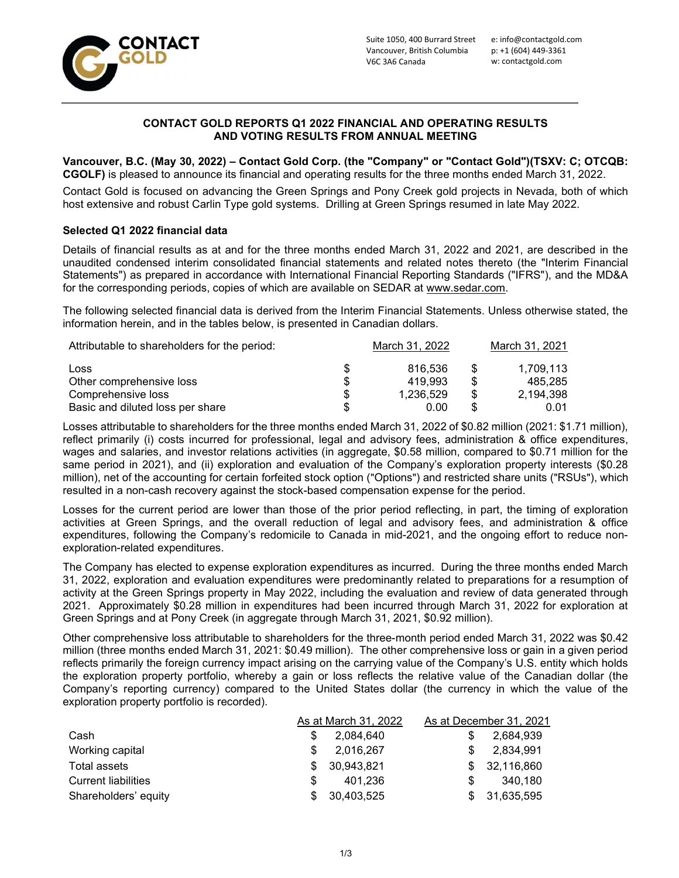Suite 1050, 400 Burrard Street
Vancouver, British Columbia
V6C 3A6 Canada

e: info@contactgold.com
p: +1 (604) 449-3361
w: contactgold.com

# CONTACT GOLD REPORTS Q1 2022 FINANCIAL AND OPERATING RESULTS AND VOTING RESULTS FROM ANNUAL MEETING

**Vancouver, B.C. (May 30, 2022) – Contact Gold Corp. (the "Company" or "Contact Gold")(TSXV: C; OTCQB: CGOLF)** is pleased to announce its financial and operating results for the three months ended March 31, 2022.

Contact Gold is focused on advancing the Green Springs and Pony Creek gold projects in Nevada, both of which host extensive and robust Carlin Type gold systems. Drilling at Green Springs resumed in late May 2022.

### Selected Q1 2022 financial data

Details of financial results as at and for the three months ended March 31, 2022 and 2021, are described in the unaudited condensed interim consolidated financial statements and related notes thereto (the "Interim Financial Statements") as prepared in accordance with International Financial Reporting Standards ("IFRS"), and the MD&A for the corresponding periods, copies of which are available on SEDAR at www.sedar.com.

The following selected financial data is derived from the Interim Financial Statements. Unless otherwise stated, the information herein, and in the tables below, is presented in Canadian dollars.

| Attributable to shareholders for the period: | March 31, 2022 | March 31, 2021 |
|---|---|---|
| Loss | $ 816,536 | $ 1,709,113 |
| Other comprehensive loss | $ 419,993 | $ 485,285 |
| Comprehensive loss | $ 1,236,529 | $ 2,194,398 |
| Basic and diluted loss per share | $ 0.00 | $ 0.01 |

Losses attributable to shareholders for the three months ended March 31, 2022 of $0.82 million (2021: $1.71 million), reflect primarily (i) costs incurred for professional, legal and advisory fees, administration & office expenditures, wages and salaries, and investor relations activities (in aggregate, $0.58 million, compared to $0.71 million for the same period in 2021), and (ii) exploration and evaluation of the Company's exploration property interests ($0.28 million), net of the accounting for certain forfeited stock option ("Options") and restricted share units ("RSUs"), which resulted in a non-cash recovery against the stock-based compensation expense for the period.

Losses for the current period are lower than those of the prior period reflecting, in part, the timing of exploration activities at Green Springs, and the overall reduction of legal and advisory fees, and administration & office expenditures, following the Company's redomicile to Canada in mid-2021, and the ongoing effort to reduce non-exploration-related expenditures.

The Company has elected to expense exploration expenditures as incurred. During the three months ended March 31, 2022, exploration and evaluation expenditures were predominantly related to preparations for a resumption of activity at the Green Springs property in May 2022, including the evaluation and review of data generated through 2021. Approximately $0.28 million in expenditures had been incurred through March 31, 2022 for exploration at Green Springs and at Pony Creek (in aggregate through March 31, 2021, $0.92 million).

Other comprehensive loss attributable to shareholders for the three-month period ended March 31, 2022 was $0.42 million (three months ended March 31, 2021: $0.49 million). The other comprehensive loss or gain in a given period reflects primarily the foreign currency impact arising on the carrying value of the Company's U.S. entity which holds the exploration property portfolio, whereby a gain or loss reflects the relative value of the Canadian dollar (the Company's reporting currency) compared to the United States dollar (the currency in which the value of the exploration property portfolio is recorded).

| | As at March 31, 2022 | As at December 31, 2021 |
|---|---|---|
| Cash | $ 2,084,640 | $ 2,684,939 |
| Working capital | $ 2,016,267 | $ 2,834,991 |
| Total assets | $ 30,943,821 | $ 32,116,860 |
| Current liabilities | $ 401,236 | $ 340,180 |
| Shareholders' equity | $ 30,403,525 | $ 31,635,595 |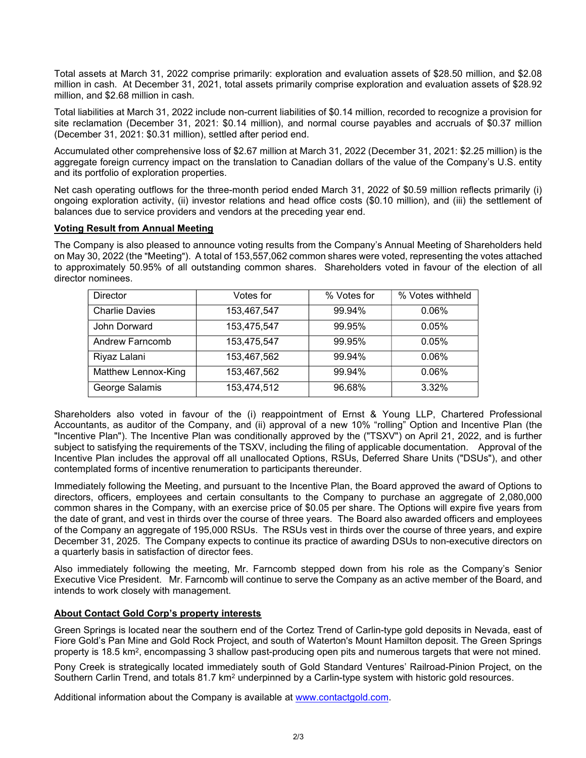Total assets at March 31, 2022 comprise primarily: exploration and evaluation assets of $28.50 million, and $2.08 million in cash. At December 31, 2021, total assets primarily comprise exploration and evaluation assets of $28.92 million, and $2.68 million in cash.

Total liabilities at March 31, 2022 include non-current liabilities of $0.14 million, recorded to recognize a provision for site reclamation (December 31, 2021: $0.14 million), and normal course payables and accruals of $0.37 million (December 31, 2021: $0.31 million), settled after period end.

Accumulated other comprehensive loss of $2.67 million at March 31, 2022 (December 31, 2021: $2.25 million) is the aggregate foreign currency impact on the translation to Canadian dollars of the value of the Company's U.S. entity and its portfolio of exploration properties.

Net cash operating outflows for the three-month period ended March 31, 2022 of $0.59 million reflects primarily (i) ongoing exploration activity, (ii) investor relations and head office costs ($0.10 million), and (iii) the settlement of balances due to service providers and vendors at the preceding year end.

**Voting Result from Annual Meeting**

The Company is also pleased to announce voting results from the Company's Annual Meeting of Shareholders held on May 30, 2022 (the "Meeting"). A total of 153,557,062 common shares were voted, representing the votes attached to approximately 50.95% of all outstanding common shares. Shareholders voted in favour of the election of all director nominees.

| Director | Votes for | % Votes for | % Votes withheld |
|---|---|---|---|
| Charlie Davies | 153,467,547 | 99.94% | 0.06% |
| John Dorward | 153,475,547 | 99.95% | 0.05% |
| Andrew Farncomb | 153,475,547 | 99.95% | 0.05% |
| Riyaz Lalani | 153,467,562 | 99.94% | 0.06% |
| Matthew Lennox-King | 153,467,562 | 99.94% | 0.06% |
| George Salamis | 153,474,512 | 96.68% | 3.32% |

Shareholders also voted in favour of the (i) reappointment of Ernst & Young LLP, Chartered Professional Accountants, as auditor of the Company, and (ii) approval of a new 10% "rolling" Option and Incentive Plan (the "Incentive Plan"). The Incentive Plan was conditionally approved by the ("TSXV") on April 21, 2022, and is further subject to satisfying the requirements of the TSXV, including the filing of applicable documentation. Approval of the Incentive Plan includes the approval off all unallocated Options, RSUs, Deferred Share Units ("DSUs"), and other contemplated forms of incentive renumeration to participants thereunder.

Immediately following the Meeting, and pursuant to the Incentive Plan, the Board approved the award of Options to directors, officers, employees and certain consultants to the Company to purchase an aggregate of 2,080,000 common shares in the Company, with an exercise price of $0.05 per share. The Options will expire five years from the date of grant, and vest in thirds over the course of three years. The Board also awarded officers and employees of the Company an aggregate of 195,000 RSUs. The RSUs vest in thirds over the course of three years, and expire December 31, 2025. The Company expects to continue its practice of awarding DSUs to non-executive directors on a quarterly basis in satisfaction of director fees.

Also immediately following the meeting, Mr. Farncomb stepped down from his role as the Company's Senior Executive Vice President. Mr. Farncomb will continue to serve the Company as an active member of the Board, and intends to work closely with management.

**About Contact Gold Corp's property interests**

Green Springs is located near the southern end of the Cortez Trend of Carlin-type gold deposits in Nevada, east of Fiore Gold's Pan Mine and Gold Rock Project, and south of Waterton's Mount Hamilton deposit. The Green Springs property is 18.5 $km^2$, encompassing 3 shallow past-producing open pits and numerous targets that were not mined.

Pony Creek is strategically located immediately south of Gold Standard Ventures' Railroad-Pinion Project, on the Southern Carlin Trend, and totals 81.7 $km^2$ underpinned by a Carlin-type system with historic gold resources.

Additional information about the Company is available at www.contactgold.com.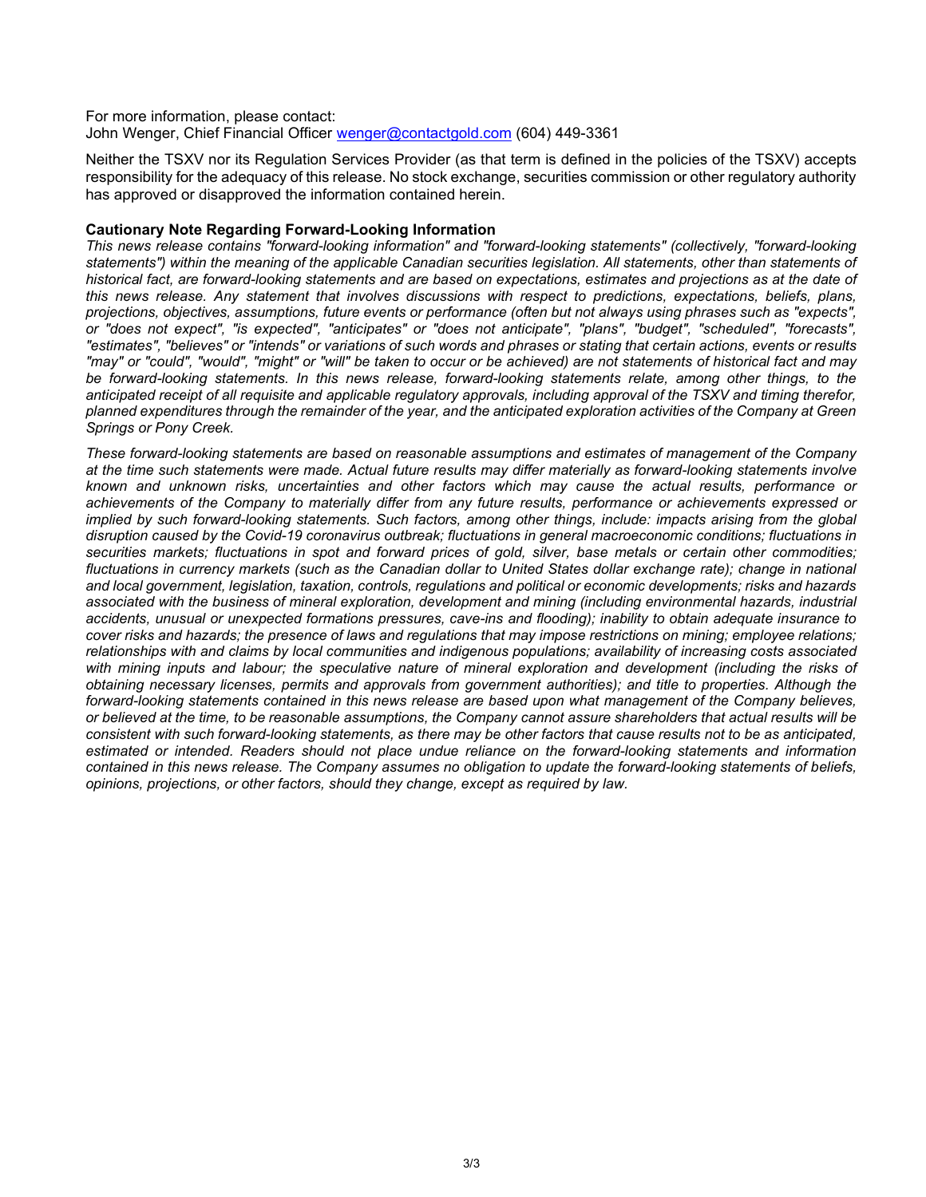For more information, please contact:
John Wenger, Chief Financial Officer [wenger@contactgold.com](mailto:wenger@contactgold.com) (604) 449-3361

Neither the TSXV nor its Regulation Services Provider (as that term is defined in the policies of the TSXV) accepts responsibility for the adequacy of this release. No stock exchange, securities commission or other regulatory authority has approved or disapproved the information contained herein.

**Cautionary Note Regarding Forward-Looking Information**

*This news release contains "forward-looking information" and "forward-looking statements" (collectively, "forward-looking statements") within the meaning of the applicable Canadian securities legislation. All statements, other than statements of historical fact, are forward-looking statements and are based on expectations, estimates and projections as at the date of this news release. Any statement that involves discussions with respect to predictions, expectations, beliefs, plans, projections, objectives, assumptions, future events or performance (often but not always using phrases such as "expects", or "does not expect", "is expected", "anticipates" or "does not anticipate", "plans", "budget", "scheduled", "forecasts", "estimates", "believes" or "intends" or variations of such words and phrases or stating that certain actions, events or results "may" or "could", "would", "might" or "will" be taken to occur or be achieved) are not statements of historical fact and may be forward-looking statements. In this news release, forward-looking statements relate, among other things, to the anticipated receipt of all requisite and applicable regulatory approvals, including approval of the TSXV and timing therefor, planned expenditures through the remainder of the year, and the anticipated exploration activities of the Company at Green Springs or Pony Creek.*

*These forward-looking statements are based on reasonable assumptions and estimates of management of the Company at the time such statements were made. Actual future results may differ materially as forward-looking statements involve known and unknown risks, uncertainties and other factors which may cause the actual results, performance or achievements of the Company to materially differ from any future results, performance or achievements expressed or implied by such forward-looking statements. Such factors, among other things, include: impacts arising from the global disruption caused by the Covid-19 coronavirus outbreak; fluctuations in general macroeconomic conditions; fluctuations in securities markets; fluctuations in spot and forward prices of gold, silver, base metals or certain other commodities; fluctuations in currency markets (such as the Canadian dollar to United States dollar exchange rate); change in national and local government, legislation, taxation, controls, regulations and political or economic developments; risks and hazards associated with the business of mineral exploration, development and mining (including environmental hazards, industrial accidents, unusual or unexpected formations pressures, cave-ins and flooding); inability to obtain adequate insurance to cover risks and hazards; the presence of laws and regulations that may impose restrictions on mining; employee relations; relationships with and claims by local communities and indigenous populations; availability of increasing costs associated with mining inputs and labour; the speculative nature of mineral exploration and development (including the risks of obtaining necessary licenses, permits and approvals from government authorities); and title to properties. Although the forward-looking statements contained in this news release are based upon what management of the Company believes, or believed at the time, to be reasonable assumptions, the Company cannot assure shareholders that actual results will be consistent with such forward-looking statements, as there may be other factors that cause results not to be as anticipated, estimated or intended. Readers should not place undue reliance on the forward-looking statements and information contained in this news release. The Company assumes no obligation to update the forward-looking statements of beliefs, opinions, projections, or other factors, should they change, except as required by law.*